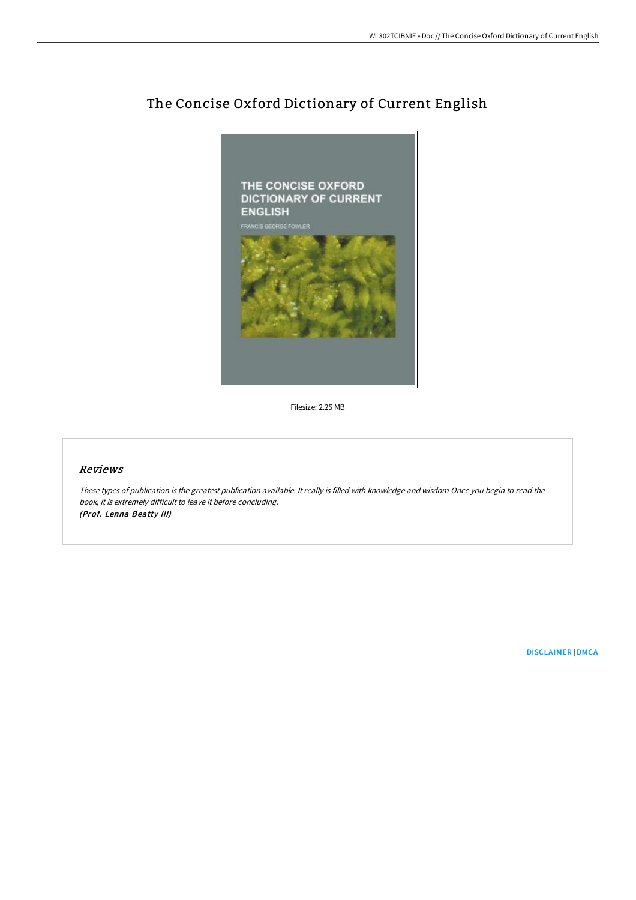# The Concise Oxford Dictionary of Current English

Filesize: 2.25 MB

## *Reviews*

*These types of publication is the greatest publication available. It really is filled with knowledge and wisdom Once you begin to read the book, it is extremely difficult to leave it before concluding.*
*(Prof. Lenna Beatty III)*

DISCLAIMER | DMCA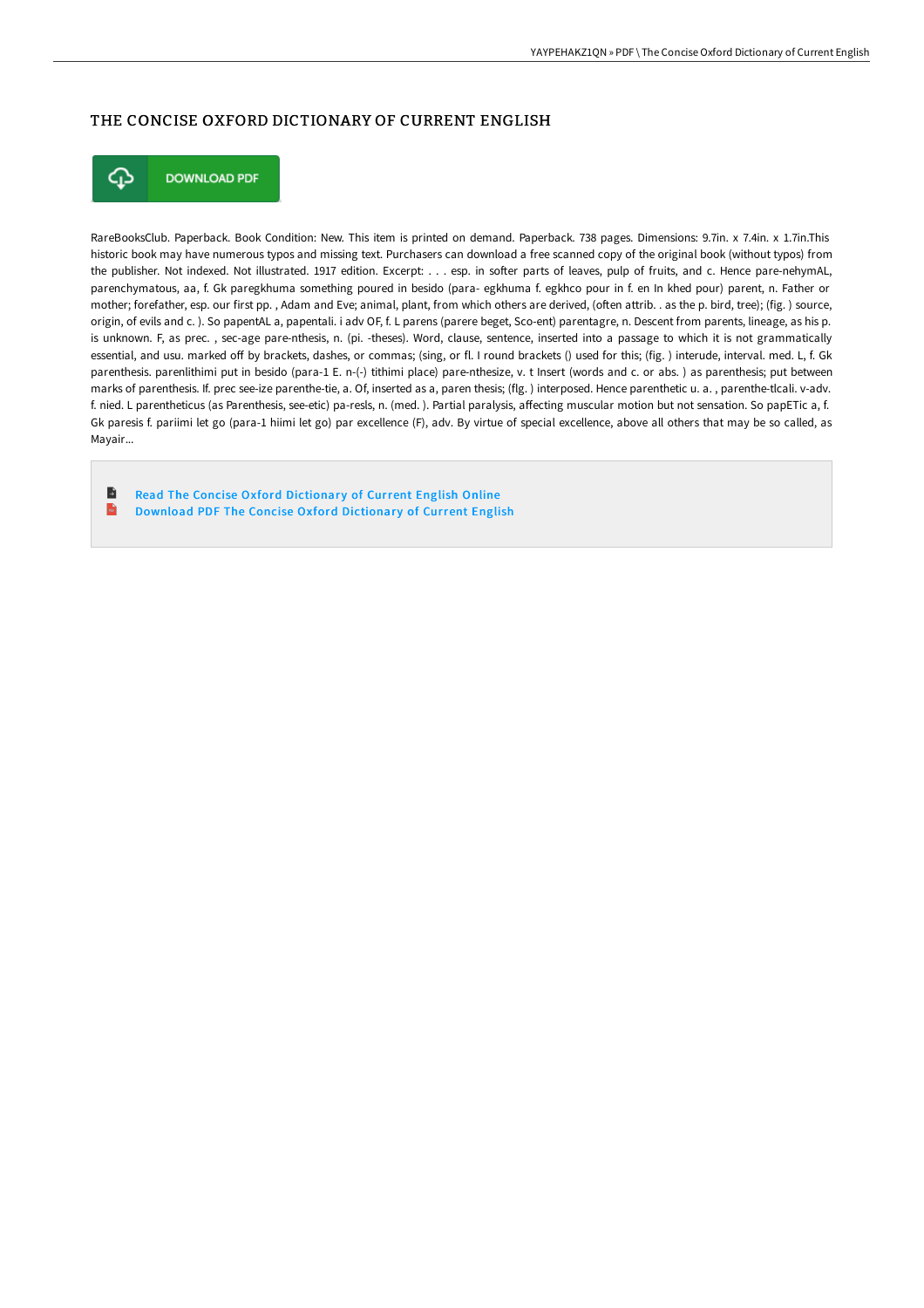# THE CONCISE OXFORD DICTIONARY OF CURRENT ENGLISH

DOWNLOAD PDF

RareBooksClub. Paperback. Book Condition: New. This item is printed on demand. Paperback. 738 pages. Dimensions: 9.7in. x 7.4in. x 1.7in.This historic book may have numerous typos and missing text. Purchasers can download a free scanned copy of the original book (without typos) from the publisher. Not indexed. Not illustrated. 1917 edition. Excerpt: . . . esp. in softer parts of leaves, pulp of fruits, and c. Hence pare-nehymAL, parenchymatous, aa, f. Gk paregkhuma something poured in besido (para- egkhuma f. egkhco pour in f. en In khed pour) parent, n. Father or mother; forefather, esp. our first pp. , Adam and Eve; animal, plant, from which others are derived, (often attrib. . as the p. bird, tree); (fig. ) source, origin, of evils and c. ). So papentAL a, papentali. i adv OF, f. L parens (parere beget, Sco-ent) parentagre, n. Descent from parents, lineage, as his p. is unknown. F, as prec. , sec-age pare-nthesis, n. (pi. -theses). Word, clause, sentence, inserted into a passage to which it is not grammatically essential, and usu. marked off by brackets, dashes, or commas; (sing, or fl. I round brackets () used for this; (fig. ) interude, interval. med. L, f. Gk parenthesis. parenlithimi put in besido (para-1 E. n-(-) tithimi place) pare-nthesize, v. t Insert (words and c. or abs. ) as parenthesis; put between marks of parenthesis. If. prec see-ize parenthe-tie, a. Of, inserted as a, paren thesis; (flg. ) interposed. Hence parenthetic u. a. , parenthe-tlcali. v-adv. f. nied. L parentheticus (as Parenthesis, see-etic) pa-resls, n. (med. ). Partial paralysis, affecting muscular motion but not sensation. So papETic a, f. Gk paresis f. pariimi let go (para-1 hiimi let go) par excellence (F), adv. By virtue of special excellence, above all others that may be so called, as Mayair...

- Read The Concise Oxford Dictionary of Current English Online
- Download PDF The Concise Oxford Dictionary of Current English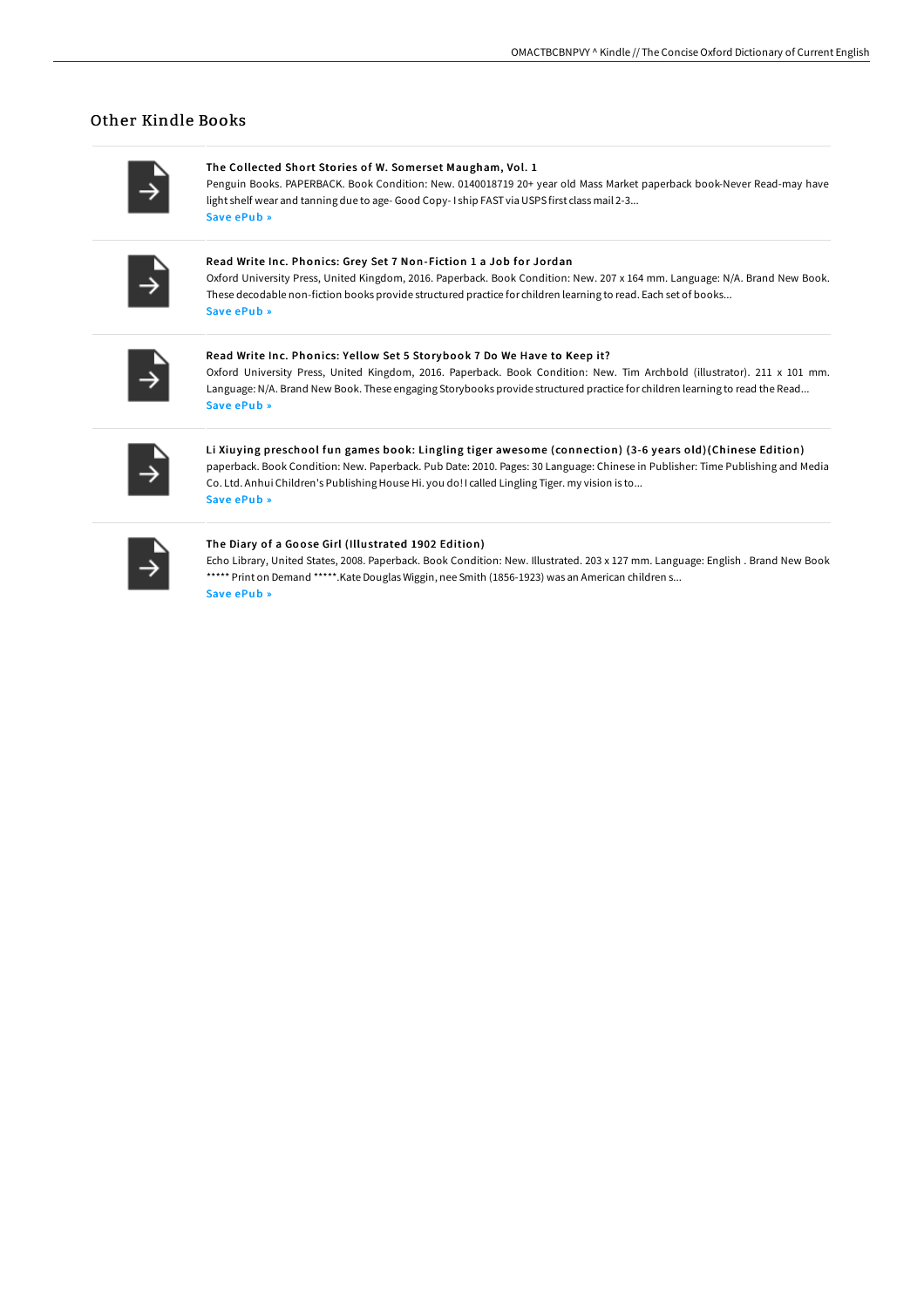## Other Kindle Books

### The Collected Short Stories of W. Somerset Maugham, Vol. 1

Penguin Books. PAPERBACK. Book Condition: New. 0140018719 20+ year old Mass Market paperback book-Never Read-may have light shelf wear and tanning due to age- Good Copy- I ship FAST via USPS first class mail 2-3...

Save ePub »

### Read Write Inc. Phonics: Grey Set 7 Non-Fiction 1 a Job for Jordan

Oxford University Press, United Kingdom, 2016. Paperback. Book Condition: New. 207 x 164 mm. Language: N/A. Brand New Book. These decodable non-fiction books provide structured practice for children learning to read. Each set of books...

Save ePub »

### Read Write Inc. Phonics: Yellow Set 5 Storybook 7 Do We Have to Keep it?

Oxford University Press, United Kingdom, 2016. Paperback. Book Condition: New. Tim Archbold (illustrator). 211 x 101 mm. Language: N/A. Brand New Book. These engaging Storybooks provide structured practice for children learning to read the Read...

Save ePub »

### Li Xiuying preschool fun games book: Lingling tiger awesome (connection) (3-6 years old)(Chinese Edition)

paperback. Book Condition: New. Paperback. Pub Date: 2010. Pages: 30 Language: Chinese in Publisher: Time Publishing and Media Co. Ltd. Anhui Children's Publishing House Hi. you do! I called Lingling Tiger. my vision is to...

Save ePub »

### The Diary of a Goose Girl (Illustrated 1902 Edition)

Echo Library, United States, 2008. Paperback. Book Condition: New. Illustrated. 203 x 127 mm. Language: English . Brand New Book ***** Print on Demand *****.Kate Douglas Wiggin, nee Smith (1856-1923) was an American children s...

Save ePub »